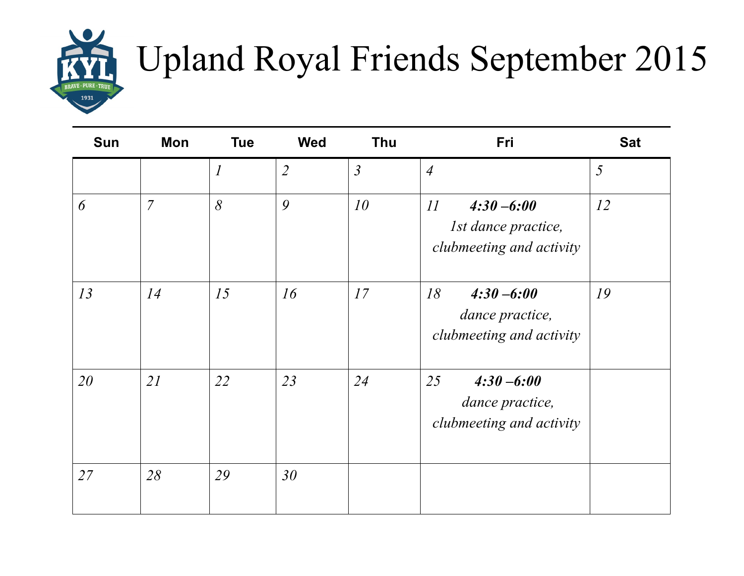# Upland Royal Friends September 2015

| Sun | Mon | Tue | Wed | Thu | Fri | Sat |
|---|---|---|---|---|---|---|
| | | *1* | *2* | *3* | *4* | *5* |
| *6* | *7* | *8* | *9* | *10* | *11* ***4:30 –6:00*** *1st dance practice, clubmeeting and activity* | *12* |
| *13* | *14* | *15* | *16* | *17* | *18* ***4:30 –6:00*** *dance practice, clubmeeting and activity* | *19* |
| *20* | *21* | *22* | *23* | *24* | *25* ***4:30 –6:00*** *dance practice, clubmeeting and activity* | |
| *27* | *28* | *29* | *30* | | | |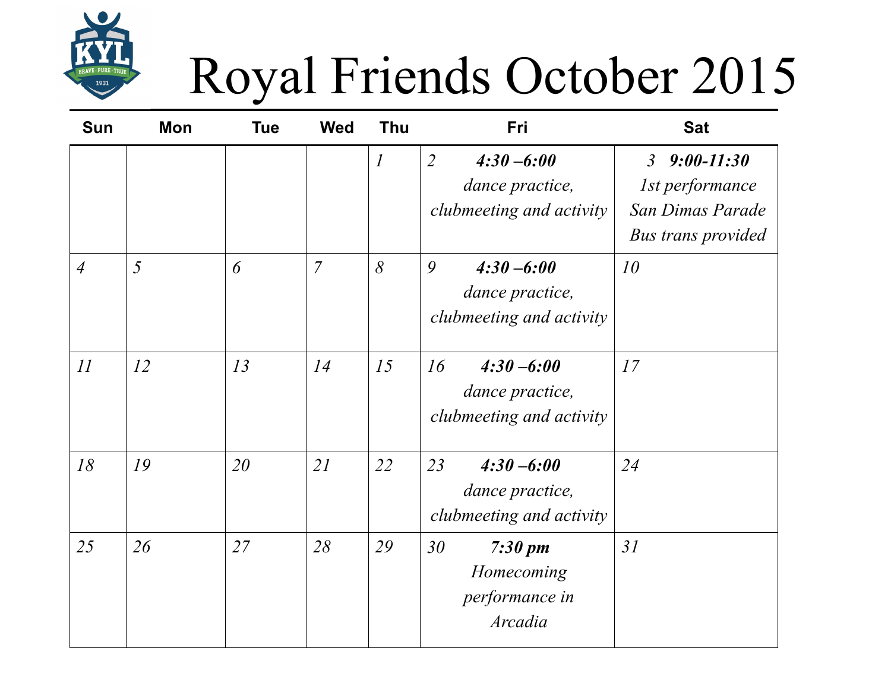# Royal Friends October 2015

| Sun | Mon | Tue | Wed | Thu | Fri | Sat |
|---|---|---|---|---|---|---|
| | | | | *1* | *2* ***4:30 –6:00*** *dance practice, clubmeeting and activity* | *3* ***9:00-11:30*** *1st performance San Dimas Parade Bus trans provided* |
| *4* | *5* | *6* | *7* | *8* | *9* ***4:30 –6:00*** *dance practice, clubmeeting and activity* | *10* |
| *11* | *12* | *13* | *14* | *15* | *16* ***4:30 –6:00*** *dance practice, clubmeeting and activity* | *17* |
| *18* | *19* | *20* | *21* | *22* | *23* ***4:30 –6:00*** *dance practice, clubmeeting and activity* | *24* |
| *25* | *26* | *27* | *28* | *29* | *30* ***7:30 pm*** *Homecoming performance in Arcadia* | *31* |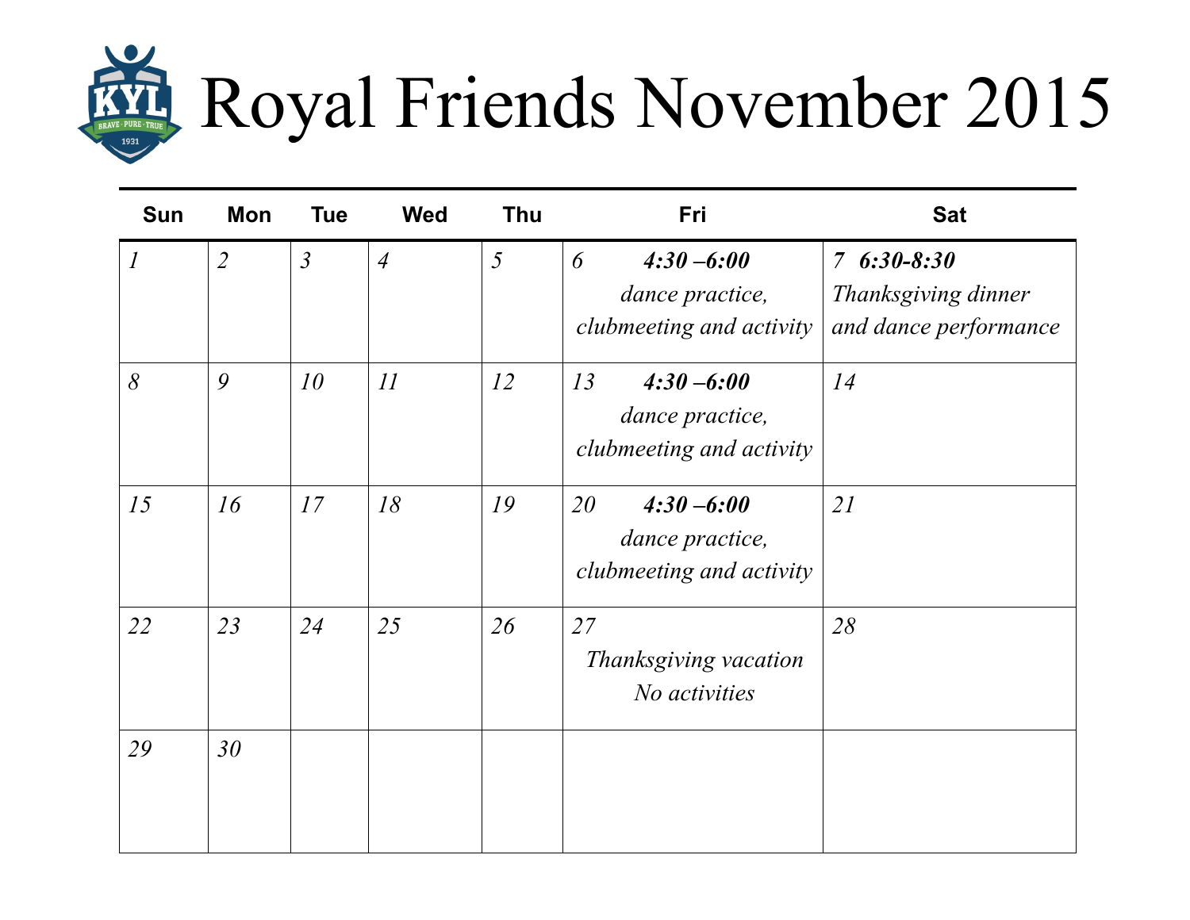# Royal Friends November 2015

| Sun | Mon | Tue | Wed | Thu | Fri | Sat |
|---|---|---|---|---|---|---|
| *1* | *2* | *3* | *4* | *5* | *6* ***4:30 –6:00*** *dance practice, clubmeeting and activity* | *7* ***6:30-8:30*** *Thanksgiving dinner and dance performance* |
| *8* | *9* | *10* | *11* | *12* | *13* ***4:30 –6:00*** *dance practice, clubmeeting and activity* | *14* |
| *15* | *16* | *17* | *18* | *19* | *20* ***4:30 –6:00*** *dance practice, clubmeeting and activity* | *21* |
| *22* | *23* | *24* | *25* | *26* | *27* *Thanksgiving vacation No activities* | *28* |
| *29* | *30* | | | | | |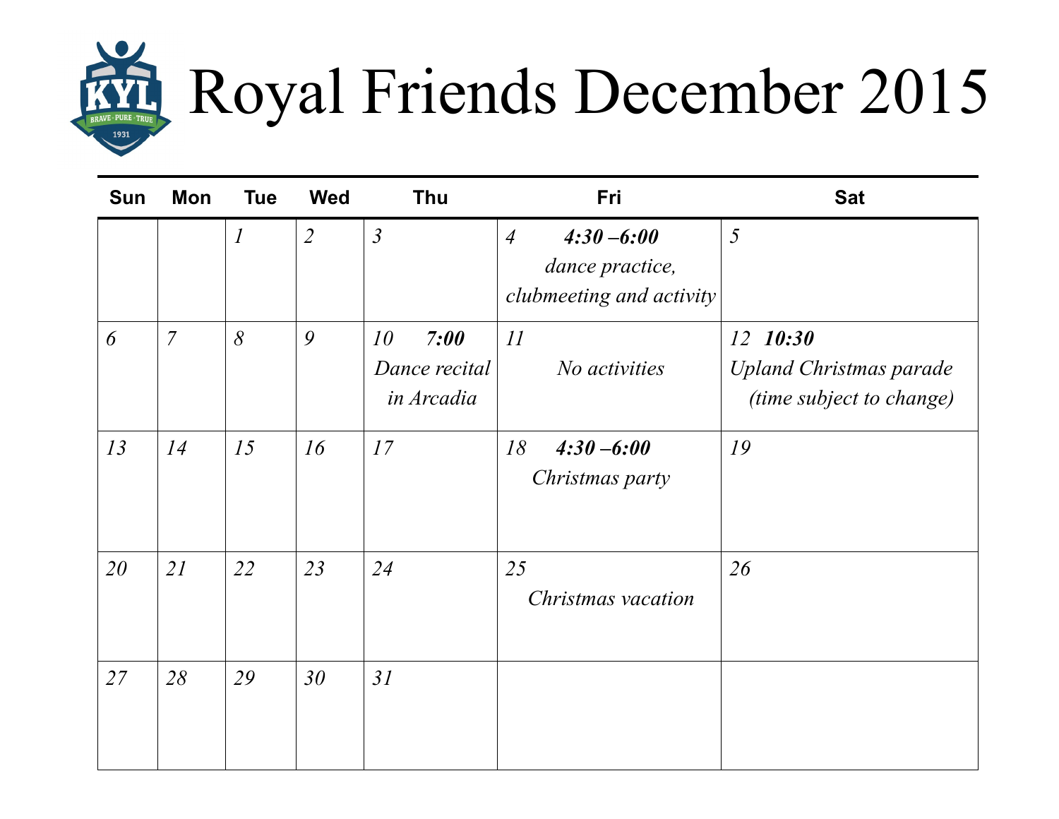# Royal Friends December 2015

| Sun | Mon | Tue | Wed | Thu | Fri | Sat |
|---|---|---|---|---|---|---|
| | | *1* | *2* | *3* | *4* ***4:30 –6:00*** *dance practice, clubmeeting and activity* | *5* |
| *6* | *7* | *8* | *9* | *10* ***7:00*** *Dance recital in Arcadia* | *11* *No activities* | *12* ***10:30*** *Upland Christmas parade (time subject to change)* |
| *13* | *14* | *15* | *16* | *17* | *18* ***4:30 –6:00*** *Christmas party* | *19* |
| *20* | *21* | *22* | *23* | *24* | *25* *Christmas vacation* | *26* |
| *27* | *28* | *29* | *30* | *31* | | |